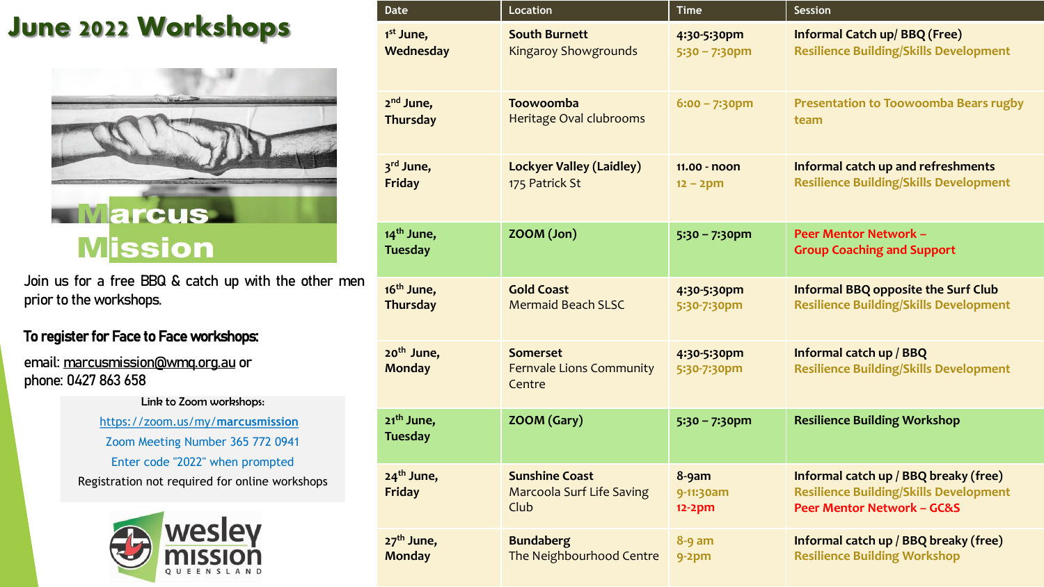# June 2022 Workshops

Marcus Mission

Join us for a free BBQ & catch up with the other men prior to the workshops.

**To register for Face to Face workshops:**

email: marcusmission@wmq.org.au or
phone: 0427 863 658

Link to Zoom workshops:
https://zoom.us/my/marcusmission
Zoom Meeting Number 365 772 0941
Enter code "2022" when prompted
Registration not required for online workshops

wesley mission QUEENSLAND

| Date | Location | Time | Session |
|---|---|---|---|
| **1st June, Wednesday** | **South Burnett** Kingaroy Showgrounds | **4:30-5:30pm** 5:30 – 7:30pm | **Informal Catch up/ BBQ (Free)** Resilience Building/Skills Development |
| **2nd June, Thursday** | **Toowoomba** Heritage Oval clubrooms | 6:00 – 7:30pm | Presentation to Toowoomba Bears rugby team |
| **3rd June, Friday** | **Lockyer Valley (Laidley)** 175 Patrick St | **11.00 - noon** 12 – 2pm | **Informal catch up and refreshments** Resilience Building/Skills Development |
| **14th June, Tuesday** | **ZOOM (Jon)** | **5:30 – 7:30pm** | **Peer Mentor Network – Group Coaching and Support** |
| **16th June, Thursday** | **Gold Coast** Mermaid Beach SLSC | **4:30-5:30pm** 5:30-7:30pm | **Informal BBQ opposite the Surf Club** Resilience Building/Skills Development |
| **20th June, Monday** | **Somerset** Fernvale Lions Community Centre | **4:30-5:30pm** 5:30-7:30pm | **Informal catch up / BBQ** Resilience Building/Skills Development |
| **21th June, Tuesday** | **ZOOM (Gary)** | **5:30 – 7:30pm** | **Resilience Building Workshop** |
| **24th June, Friday** | **Sunshine Coast** Marcoola Surf Life Saving Club | **8-9am** 9-11:30am 12-2pm | **Informal catch up / BBQ breaky (free)** Resilience Building/Skills Development Peer Mentor Network – GC&S |
| **27th June, Monday** | **Bundaberg** The Neighbourhood Centre | 8-9 am 9-2pm | **Informal catch up / BBQ breaky (free)** Resilience Building Workshop |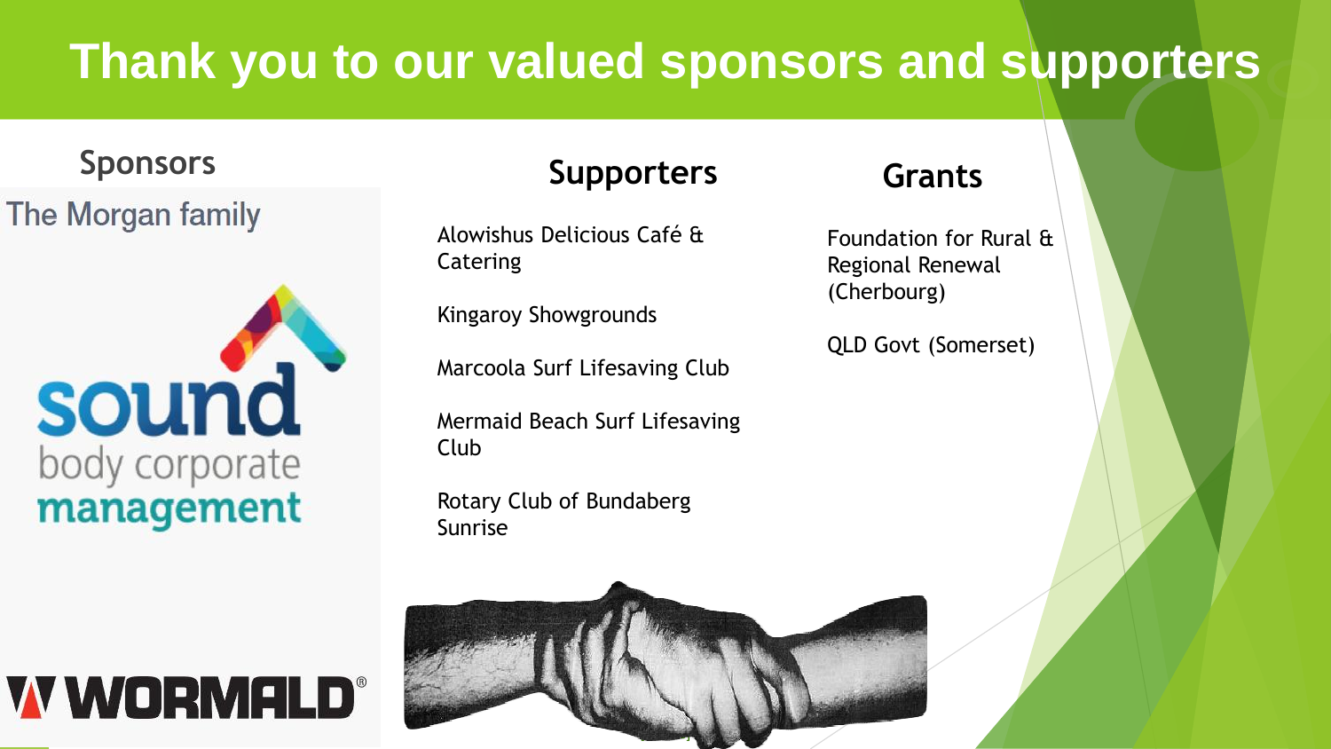# Thank you to our valued sponsors and supporters

## Sponsors

The Morgan family

sound body corporate management

WORMALD®

## Supporters

Alowishus Delicious Café & Catering

Kingaroy Showgrounds

Marcoola Surf Lifesaving Club

Mermaid Beach Surf Lifesaving Club

Rotary Club of Bundaberg Sunrise

## Grants

Foundation for Rural & Regional Renewal (Cherbourg)

QLD Govt (Somerset)